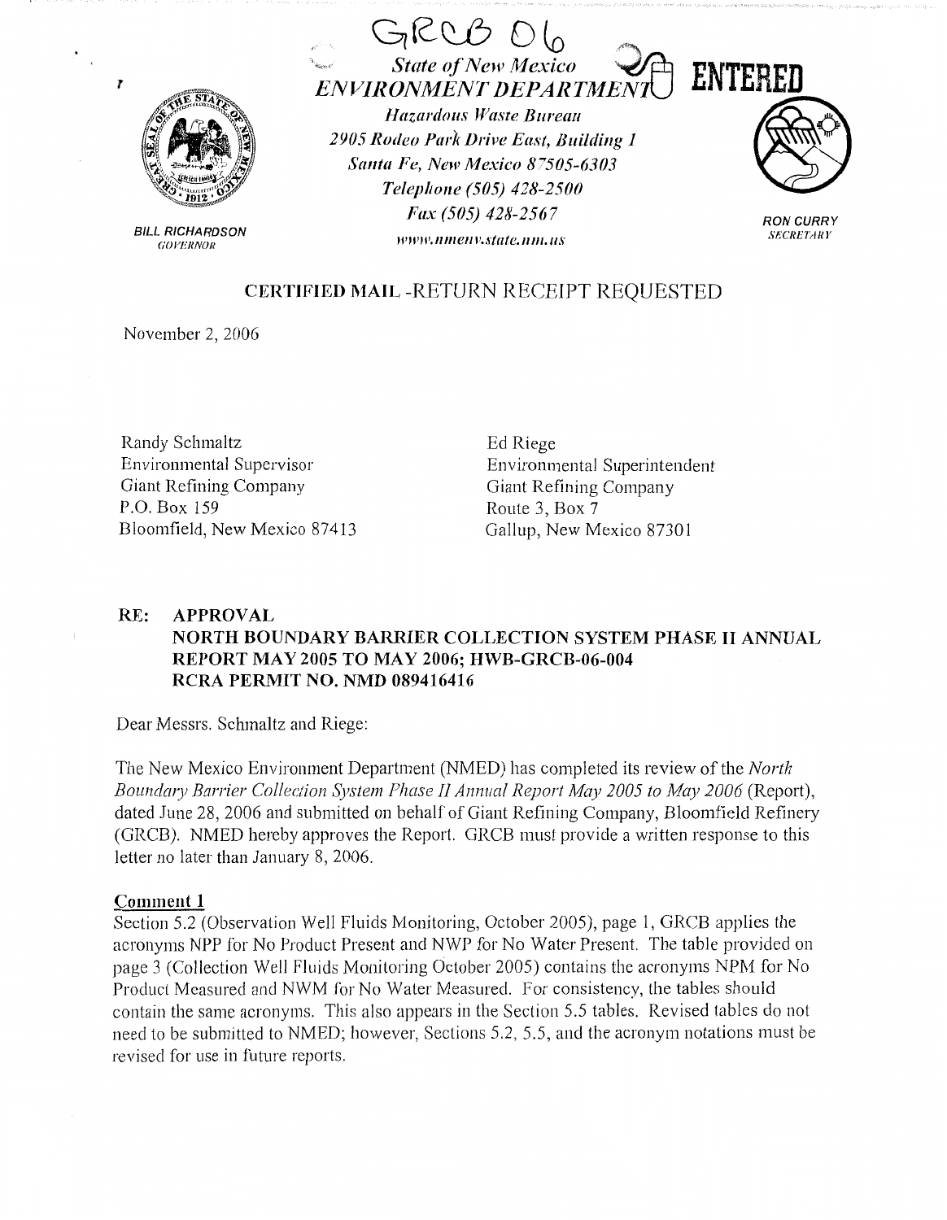GRCB 06

*State of New Mexico*
*ENVIRONMENT DEPARTMENT*

ENTERED

*Hazardous Waste Bureau*
*2905 Rodeo Park Drive East, Building 1*
*Santa Fe, New Mexico 87505-6303*
*Telephone (505) 428-2500*
*Fax (505) 428-2567*
*www.nmenv.state.nm.us*

BILL RICHARDSON
GOVERNOR

RON CURRY
SECRETARY

CERTIFIED MAIL -RETURN RECEIPT REQUESTED

November 2, 2006

Randy Schmaltz
Environmental Supervisor
Giant Refining Company
P.O. Box 159
Bloomfield, New Mexico 87413

Ed Riege
Environmental Superintendent
Giant Refining Company
Route 3, Box 7
Gallup, New Mexico 87301

**RE: APPROVAL**
**NORTH BOUNDARY BARRIER COLLECTION SYSTEM PHASE II ANNUAL REPORT MAY 2005 TO MAY 2006; HWB-GRCB-06-004**
**RCRA PERMIT NO. NMD 089416416**

Dear Messrs. Schmaltz and Riege:

The New Mexico Environment Department (NMED) has completed its review of the *North Boundary Barrier Collection System Phase II Annual Report May 2005 to May 2006* (Report), dated June 28, 2006 and submitted on behalf of Giant Refining Company, Bloomfield Refinery (GRCB). NMED hereby approves the Report. GRCB must provide a written response to this letter no later than January 8, 2006.

**Comment 1**

Section 5.2 (Observation Well Fluids Monitoring, October 2005), page 1, GRCB applies the acronyms NPP for No Product Present and NWP for No Water Present. The table provided on page 3 (Collection Well Fluids Monitoring October 2005) contains the acronyms NPM for No Product Measured and NWM for No Water Measured. For consistency, the tables should contain the same acronyms. This also appears in the Section 5.5 tables. Revised tables do not need to be submitted to NMED; however, Sections 5.2, 5.5, and the acronym notations must be revised for use in future reports.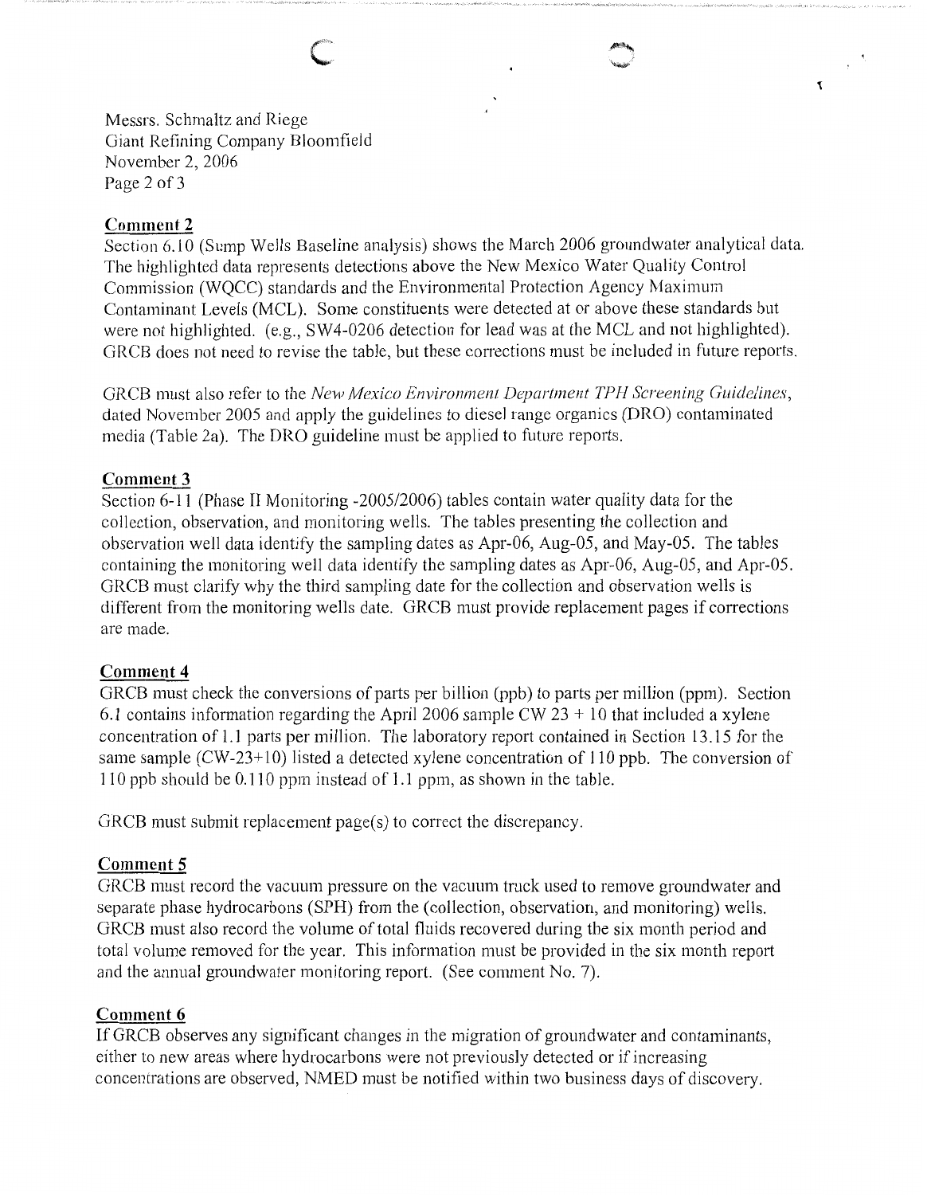Messrs. Schmaltz and Riege
Giant Refining Company Bloomfield
November 2, 2006

**Comment 2**

Section 6.10 (Sump Wells Baseline analysis) shows the March 2006 groundwater analytical data. The highlighted data represents detections above the New Mexico Water Quality Control Commission (WQCC) standards and the Environmental Protection Agency Maximum Contaminant Levels (MCL). Some constituents were detected at or above these standards but were not highlighted. (e.g., SW4-0206 detection for lead was at the MCL and not highlighted). GRCB does not need to revise the table, but these corrections must be included in future reports.

GRCB must also refer to the *New Mexico Environment Department TPH Screening Guidelines*, dated November 2005 and apply the guidelines to diesel range organics (DRO) contaminated media (Table 2a). The DRO guideline must be applied to future reports.

**Comment 3**

Section 6-11 (Phase II Monitoring -2005/2006) tables contain water quality data for the collection, observation, and monitoring wells. The tables presenting the collection and observation well data identify the sampling dates as Apr-06, Aug-05, and May-05. The tables containing the monitoring well data identify the sampling dates as Apr-06, Aug-05, and Apr-05. GRCB must clarify why the third sampling date for the collection and observation wells is different from the monitoring wells date. GRCB must provide replacement pages if corrections are made.

**Comment 4**

GRCB must check the conversions of parts per billion (ppb) to parts per million (ppm). Section 6.1 contains information regarding the April 2006 sample CW 23 + 10 that included a xylene concentration of 1.1 parts per million. The laboratory report contained in Section 13.15 for the same sample (CW-23+10) listed a detected xylene concentration of 110 ppb. The conversion of 110 ppb should be 0.110 ppm instead of 1.1 ppm, as shown in the table.

GRCB must submit replacement page(s) to correct the discrepancy.

**Comment 5**

GRCB must record the vacuum pressure on the vacuum truck used to remove groundwater and separate phase hydrocarbons (SPH) from the (collection, observation, and monitoring) wells. GRCB must also record the volume of total fluids recovered during the six month period and total volume removed for the year. This information must be provided in the six month report and the annual groundwater monitoring report. (See comment No. 7).

**Comment 6**

If GRCB observes any significant changes in the migration of groundwater and contaminants, either to new areas where hydrocarbons were not previously detected or if increasing concentrations are observed, NMED must be notified within two business days of discovery.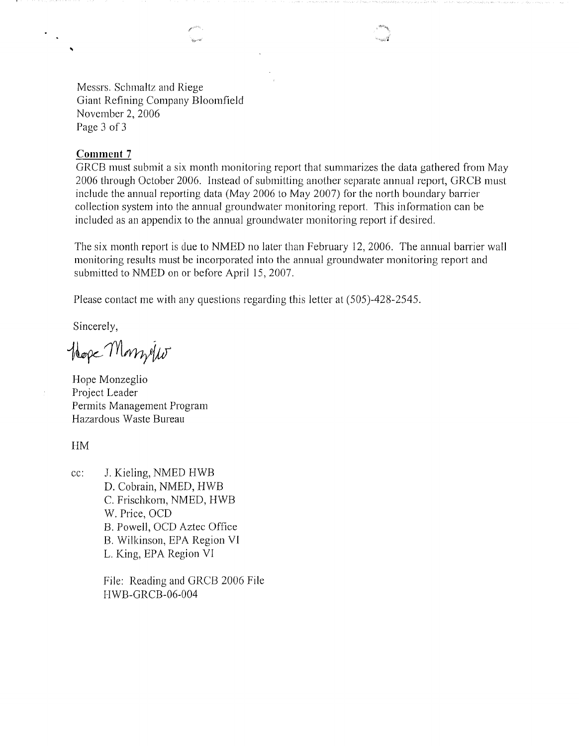Messrs. Schmaltz and Riege
Giant Refining Company Bloomfield
November 2, 2006
Page 3 of 3

**Comment 7**

GRCB must submit a six month monitoring report that summarizes the data gathered from May 2006 through October 2006. Instead of submitting another separate annual report, GRCB must include the annual reporting data (May 2006 to May 2007) for the north boundary barrier collection system into the annual groundwater monitoring report. This information can be included as an appendix to the annual groundwater monitoring report if desired.

The six month report is due to NMED no later than February 12, 2006. The annual barrier wall monitoring results must be incorporated into the annual groundwater monitoring report and submitted to NMED on or before April 15, 2007.

Please contact me with any questions regarding this letter at (505)-428-2545.

Sincerely,

Hope Monzeglio

Hope Monzeglio
Project Leader
Permits Management Program
Hazardous Waste Bureau

HM

cc: J. Kieling, NMED HWB
D. Cobrain, NMED, HWB
C. Frischkorn, NMED, HWB
W. Price, OCD
B. Powell, OCD Aztec Office
B. Wilkinson, EPA Region VI
L. King, EPA Region VI

File: Reading and GRCB 2006 File
HWB-GRCB-06-004